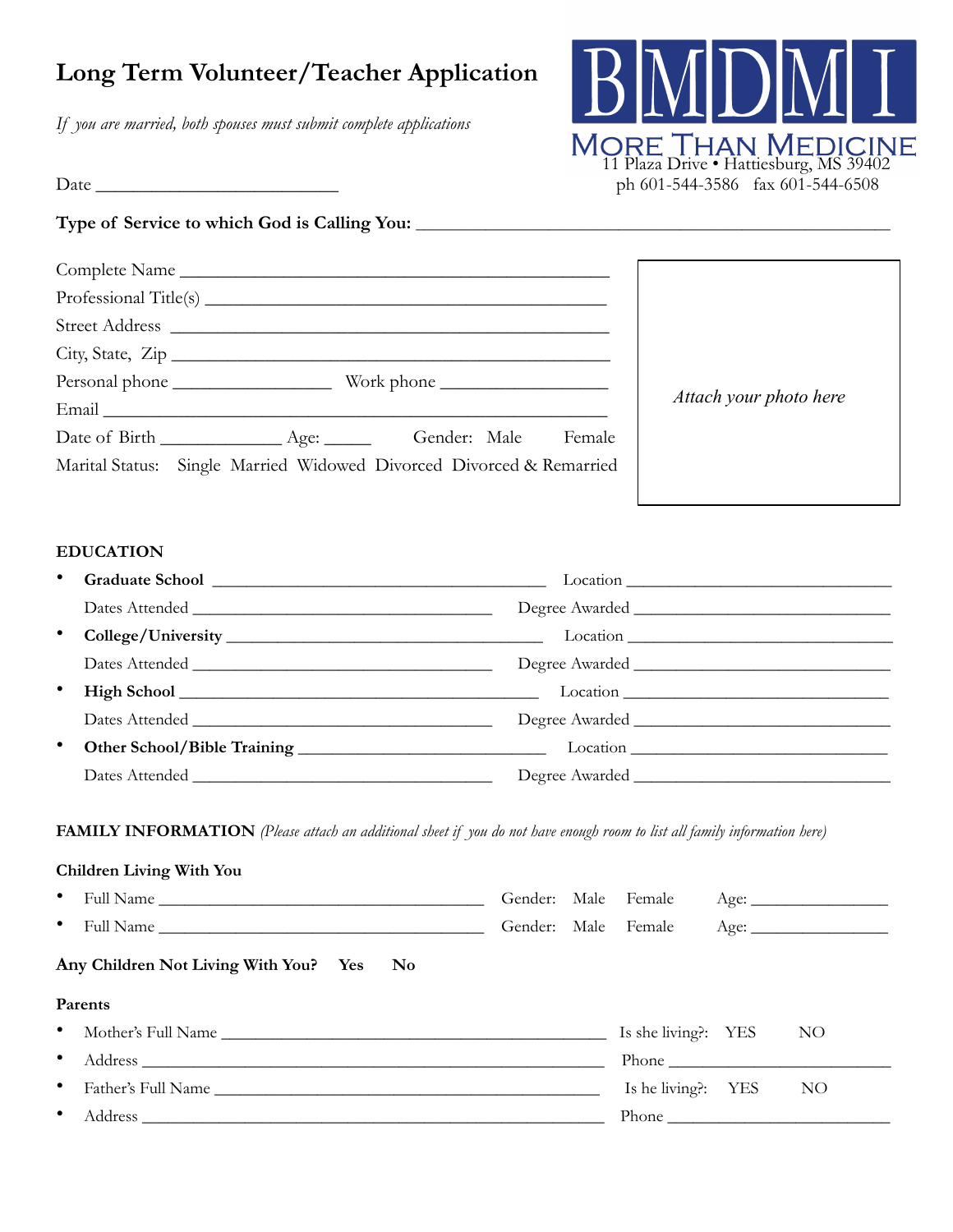# Long Term Volunteer/Teacher Application

BMDMI
MORE THAN MEDICINE
11 Plaza Drive • Hattiesburg, MS 39402
ph 601-544-3586 fax 601-544-6508

*If you are married, both spouses must submit complete applications*

Date ___________________________

**Type of Service to which God is Calling You:** _______________________________________________

Complete Name _______________________________________________

Professional Title(s) ___________________________________________

Street Address _______________________________________________

City, State, Zip _______________________________________________

Personal phone __________________ Work phone __________________

Email __________________________________________________________

Date of Birth _____________ Age: _____ Gender: Male Female

Marital Status: Single Married Widowed Divorced Divorced & Remarried

*Attach your photo here*

## EDUCATION

- **Graduate School** _____________________________________ Location _____________________________
  Dates Attended _________________________________ Degree Awarded ____________________________
- **College/University** __________________________________ Location _____________________________
  Dates Attended _________________________________ Degree Awarded ____________________________
- **High School** ________________________________________ Location _____________________________
  Dates Attended _________________________________ Degree Awarded ____________________________
- **Other School/Bible Training** ____________________________ Location _____________________________
  Dates Attended _________________________________ Degree Awarded ____________________________

## FAMILY INFORMATION *(Please attach an additional sheet if you do not have enough room to list all family information here)*

### Children Living With You

- Full Name ____________________________________ Gender: Male Female Age: _______________
- Full Name ____________________________________ Gender: Male Female Age: _______________

**Any Children Not Living With You? Yes No**

### Parents

- Mother's Full Name ___________________________________________ Is she living?: YES NO
- Address ______________________________________________________ Phone _________________________
- Father's Full Name ____________________________________________ Is he living?: YES NO
- Address ______________________________________________________ Phone _________________________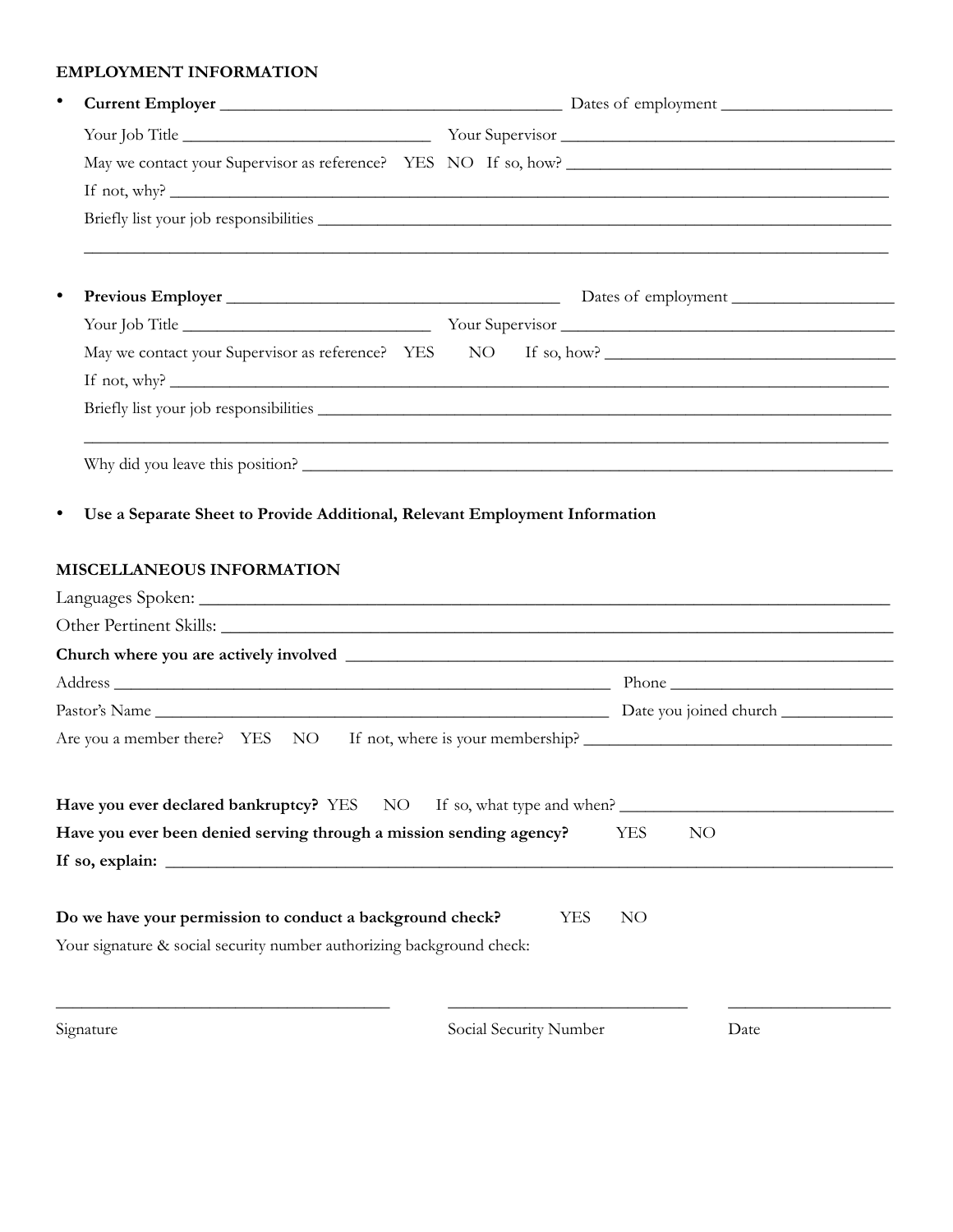**EMPLOYMENT INFORMATION**

- **Current Employer** ______________________________________ Dates of employment ___________________

  Your Job Title ____________________________ Your Supervisor ______________________________________

  May we contact your Supervisor as reference? YES NO If so, how? ___________________________________

  If not, why? ____________________________________________________________________________________

  Briefly list your job responsibilities _______________________________________________________________

  ________________________________________________________________________________________________

- **Previous Employer** ______________________________________ Dates of employment ___________________

  Your Job Title ____________________________ Your Supervisor ______________________________________

  May we contact your Supervisor as reference? YES NO If so, how? ___________________________________

  If not, why? ____________________________________________________________________________________

  Briefly list your job responsibilities _______________________________________________________________

  ________________________________________________________________________________________________

  Why did you leave this position? __________________________________________________________________

- **Use a Separate Sheet to Provide Additional, Relevant Employment Information**

**MISCELLANEOUS INFORMATION**

Languages Spoken: ______________________________________________________________________________

Other Pertinent Skills: ___________________________________________________________________________

**Church where you are actively involved** _________________________________________________________

Address _______________________________________________________ Phone ________________________

Pastor's Name __________________________________________________ Date you joined church ____________

Are you a member there? YES NO If not, where is your membership? _________________________________

**Have you ever declared bankruptcy?** YES NO If so, what type and when? ____________________________

**Have you ever been denied serving through a mission sending agency?** YES NO

**If so, explain:** _________________________________________________________________________________

**Do we have your permission to conduct a background check?** YES NO

Your signature & social security number authorizing background check:

_____________________________________ ___________________________ __________________

Signature Social Security Number Date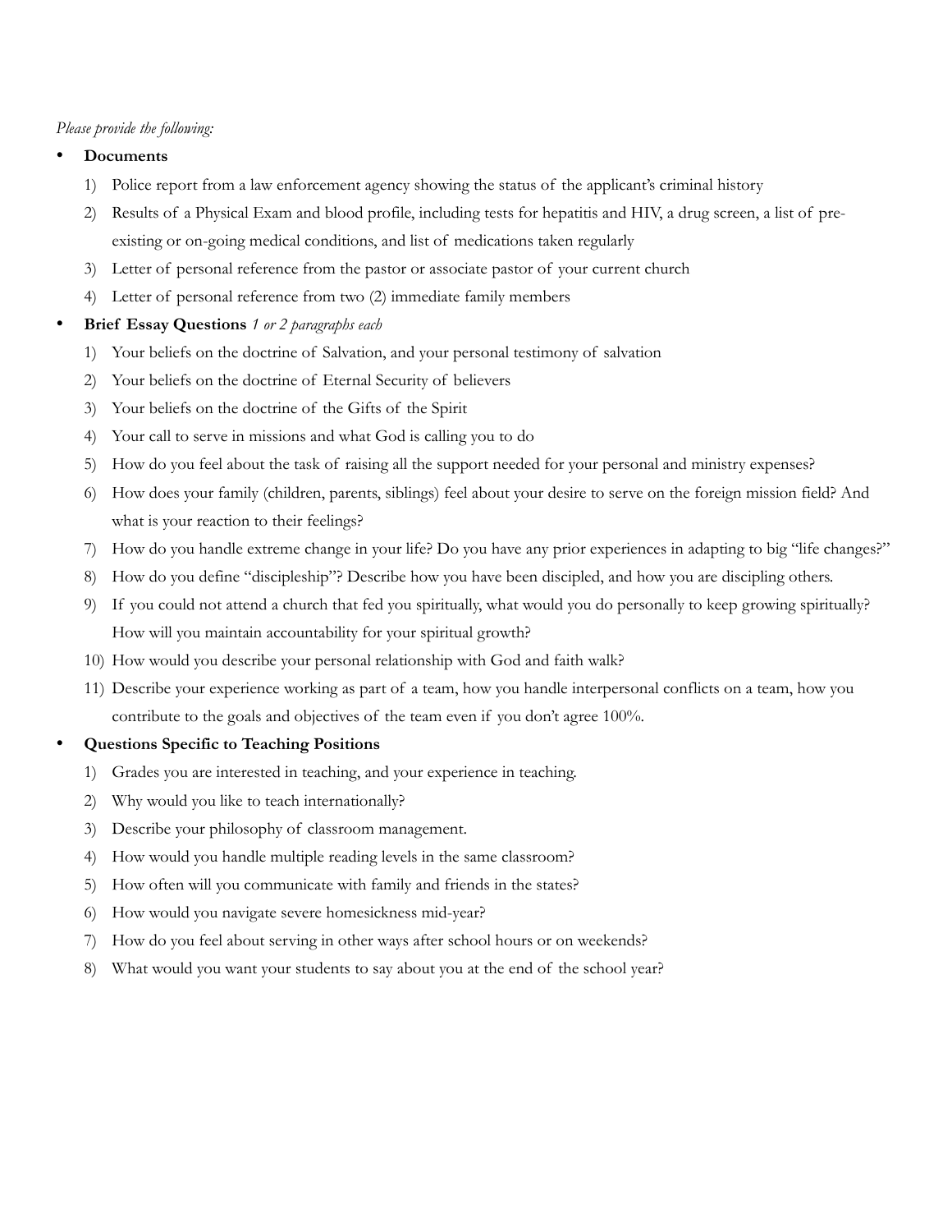*Please provide the following:*

- **Documents**
    1) Police report from a law enforcement agency showing the status of the applicant's criminal history
    2) Results of a Physical Exam and blood profile, including tests for hepatitis and HIV, a drug screen, a list of pre-existing or on-going medical conditions, and list of medications taken regularly
    3) Letter of personal reference from the pastor or associate pastor of your current church
    4) Letter of personal reference from two (2) immediate family members
- **Brief Essay Questions** *1 or 2 paragraphs each*
    1) Your beliefs on the doctrine of Salvation, and your personal testimony of salvation
    2) Your beliefs on the doctrine of Eternal Security of believers
    3) Your beliefs on the doctrine of the Gifts of the Spirit
    4) Your call to serve in missions and what God is calling you to do
    5) How do you feel about the task of raising all the support needed for your personal and ministry expenses?
    6) How does your family (children, parents, siblings) feel about your desire to serve on the foreign mission field? And what is your reaction to their feelings?
    7) How do you handle extreme change in your life? Do you have any prior experiences in adapting to big "life changes?"
    8) How do you define "discipleship"? Describe how you have been discipled, and how you are discipling others.
    9) If you could not attend a church that fed you spiritually, what would you do personally to keep growing spiritually? How will you maintain accountability for your spiritual growth?
    10) How would you describe your personal relationship with God and faith walk?
    11) Describe your experience working as part of a team, how you handle interpersonal conflicts on a team, how you contribute to the goals and objectives of the team even if you don't agree 100%.
- **Questions Specific to Teaching Positions**
    1) Grades you are interested in teaching, and your experience in teaching.
    2) Why would you like to teach internationally?
    3) Describe your philosophy of classroom management.
    4) How would you handle multiple reading levels in the same classroom?
    5) How often will you communicate with family and friends in the states?
    6) How would you navigate severe homesickness mid-year?
    7) How do you feel about serving in other ways after school hours or on weekends?
    8) What would you want your students to say about you at the end of the school year?